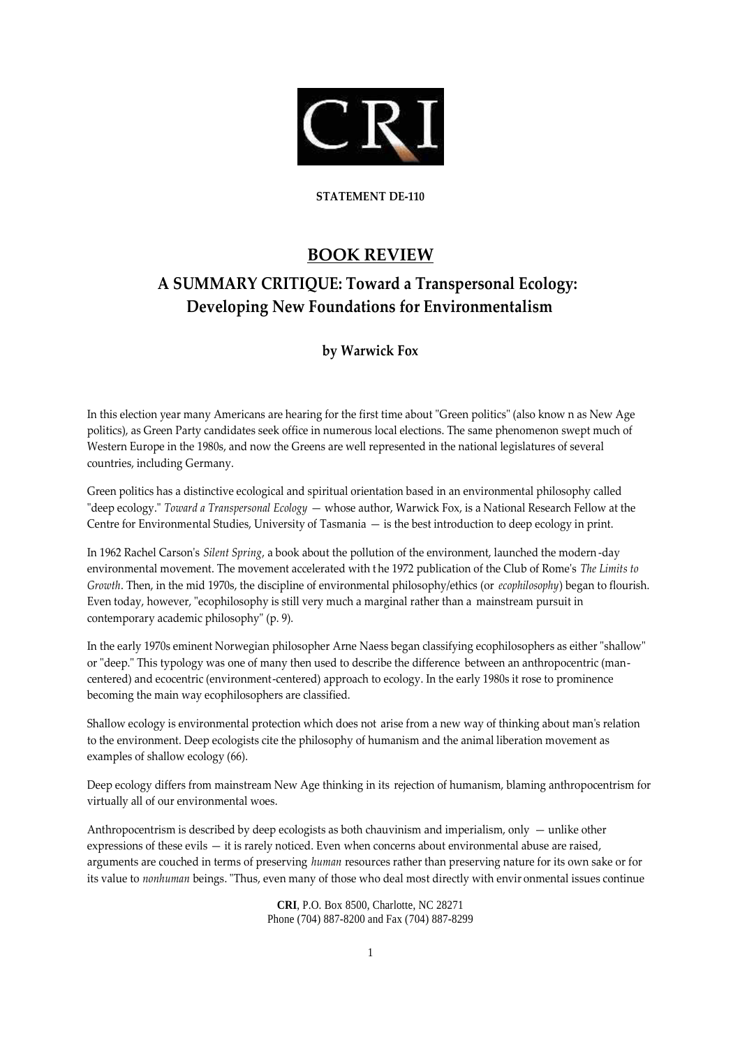CRI

**STATEMENT DE-110**

## BOOK REVIEW

## A SUMMARY CRITIQUE: Toward a Transpersonal Ecology: Developing New Foundations for Environmentalism

### by Warwick Fox

In this election year many Americans are hearing for the first time about "Green politics" (also know n as New Age politics), as Green Party candidates seek office in numerous local elections. The same phenomenon swept much of Western Europe in the 1980s, and now the Greens are well represented in the national legislatures of several countries, including Germany.

Green politics has a distinctive ecological and spiritual orientation based in an environmental philosophy called "deep ecology." *Toward a Transpersonal Ecology* — whose author, Warwick Fox, is a National Research Fellow at the Centre for Environmental Studies, University of Tasmania — is the best introduction to deep ecology in print.

In 1962 Rachel Carson's *Silent Spring*, a book about the pollution of the environment, launched the modern-day environmental movement. The movement accelerated with the 1972 publication of the Club of Rome's *The Limits to Growth*. Then, in the mid 1970s, the discipline of environmental philosophy/ethics (or *ecophilosophy*) began to flourish. Even today, however, "ecophilosophy is still very much a marginal rather than a mainstream pursuit in contemporary academic philosophy" (p. 9).

In the early 1970s eminent Norwegian philosopher Arne Naess began classifying ecophilosophers as either "shallow" or "deep." This typology was one of many then used to describe the difference between an anthropocentric (man-centered) and ecocentric (environment-centered) approach to ecology. In the early 1980s it rose to prominence becoming the main way ecophilosophers are classified.

Shallow ecology is environmental protection which does not arise from a new way of thinking about man's relation to the environment. Deep ecologists cite the philosophy of humanism and the animal liberation movement as examples of shallow ecology (66).

Deep ecology differs from mainstream New Age thinking in its rejection of humanism, blaming anthropocentrism for virtually all of our environmental woes.

Anthropocentrism is described by deep ecologists as both chauvinism and imperialism, only — unlike other expressions of these evils — it is rarely noticed. Even when concerns about environmental abuse are raised, arguments are couched in terms of preserving *human* resources rather than preserving nature for its own sake or for its value to *nonhuman* beings. "Thus, even many of those who deal most directly with environmental issues continue

**CRI**, P.O. Box 8500, Charlotte, NC 28271
Phone (704) 887-8200 and Fax (704) 887-8299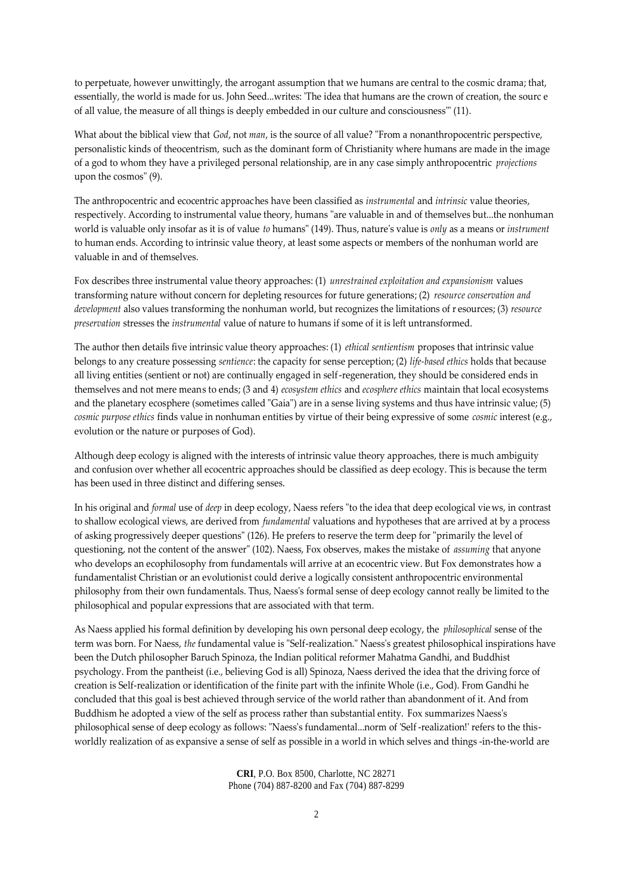to perpetuate, however unwittingly, the arrogant assumption that we humans are central to the cosmic drama; that, essentially, the world is made for us. John Seed...writes: 'The idea that humans are the crown of creation, the sourc e of all value, the measure of all things is deeply embedded in our culture and consciousness'" (11).

What about the biblical view that *God*, not *man*, is the source of all value? "From a nonanthropocentric perspective, personalistic kinds of theocentrism, such as the dominant form of Christianity where humans are made in the image of a god to whom they have a privileged personal relationship, are in any case simply anthropocentric *projections* upon the cosmos" (9).

The anthropocentric and ecocentric approaches have been classified as *instrumental* and *intrinsic* value theories, respectively. According to instrumental value theory, humans "are valuable in and of themselves but...the nonhuman world is valuable only insofar as it is of value *to* humans" (149). Thus, nature's value is *only* as a means or *instrument* to human ends. According to intrinsic value theory, at least some aspects or members of the nonhuman world are valuable in and of themselves.

Fox describes three instrumental value theory approaches: (1) *unrestrained exploitation and expansionism* values transforming nature without concern for depleting resources for future generations; (2) *resource conservation and development* also values transforming the nonhuman world, but recognizes the limitations of r esources; (3) *resource preservation* stresses the *instrumental* value of nature to humans if some of it is left untransformed.

The author then details five intrinsic value theory approaches: (1) *ethical sentientism* proposes that intrinsic value belongs to any creature possessing *sentience*: the capacity for sense perception; (2) *life-based ethics* holds that because all living entities (sentient or not) are continually engaged in self-regeneration, they should be considered ends in themselves and not mere means to ends; (3 and 4) *ecosystem ethics* and *ecosphere ethics* maintain that local ecosystems and the planetary ecosphere (sometimes called "Gaia") are in a sense living systems and thus have intrinsic value; (5) *cosmic purpose ethics* finds value in nonhuman entities by virtue of their being expressive of some *cosmic* interest (e.g., evolution or the nature or purposes of God).

Although deep ecology is aligned with the interests of intrinsic value theory approaches, there is much ambiguity and confusion over whether all ecocentric approaches should be classified as deep ecology. This is because the term has been used in three distinct and differing senses.

In his original and *formal* use of *deep* in deep ecology, Naess refers "to the idea that deep ecological vie ws, in contrast to shallow ecological views, are derived from *fundamental* valuations and hypotheses that are arrived at by a process of asking progressively deeper questions" (126). He prefers to reserve the term deep for "primarily the level of questioning, not the content of the answer" (102). Naess, Fox observes, makes the mistake of *assuming* that anyone who develops an ecophilosophy from fundamentals will arrive at an ecocentric view. But Fox demonstrates how a fundamentalist Christian or an evolutionist could derive a logically consistent anthropocentric environmental philosophy from their own fundamentals. Thus, Naess's formal sense of deep ecology cannot really be limited to the philosophical and popular expressions that are associated with that term.

As Naess applied his formal definition by developing his own personal deep ecology, the *philosophical* sense of the term was born. For Naess, *the* fundamental value is "Self-realization." Naess's greatest philosophical inspirations have been the Dutch philosopher Baruch Spinoza, the Indian political reformer Mahatma Gandhi, and Buddhist psychology. From the pantheist (i.e., believing God is all) Spinoza, Naess derived the idea that the driving force of creation is Self-realization or identification of the finite part with the infinite Whole (i.e., God). From Gandhi he concluded that this goal is best achieved through service of the world rather than abandonment of it. And from Buddhism he adopted a view of the self as process rather than substantial entity. Fox summarizes Naess's philosophical sense of deep ecology as follows: "Naess's fundamental...norm of 'Self -realization!' refers to the this-worldly realization of as expansive a sense of self as possible in a world in which selves and things -in-the-world are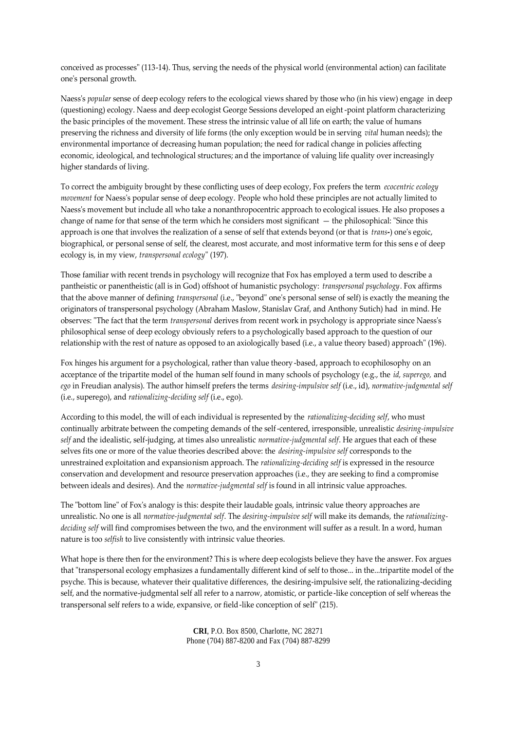conceived as processes" (113-14). Thus, serving the needs of the physical world (environmental action) can facilitate one's personal growth.

Naess's *popular* sense of deep ecology refers to the ecological views shared by those who (in his view) engage in deep (questioning) ecology. Naess and deep ecologist George Sessions developed an eight-point platform characterizing the basic principles of the movement. These stress the intrinsic value of all life on earth; the value of humans preserving the richness and diversity of life forms (the only exception would be in serving *vital* human needs); the environmental importance of decreasing human population; the need for radical change in policies affecting economic, ideological, and technological structures; and the importance of valuing life quality over increasingly higher standards of living.

To correct the ambiguity brought by these conflicting uses of deep ecology, Fox prefers the term *ecocentric ecology movement* for Naess's popular sense of deep ecology. People who hold these principles are not actually limited to Naess's movement but include all who take a nonanthropocentric approach to ecological issues. He also proposes a change of name for that sense of the term which he considers most significant — the philosophical: "Since this approach is one that involves the realization of a sense of self that extends beyond (or that is *trans*-) one's egoic, biographical, or personal sense of self, the clearest, most accurate, and most informative term for this sense of deep ecology is, in my view, *transpersonal ecology*" (197).

Those familiar with recent trends in psychology will recognize that Fox has employed a term used to describe a pantheistic or panentheistic (all is in God) offshoot of humanistic psychology: *transpersonal psychology*. Fox affirms that the above manner of defining *transpersonal* (i.e., "beyond" one's personal sense of self) is exactly the meaning the originators of transpersonal psychology (Abraham Maslow, Stanislav Graf, and Anthony Sutich) had in mind. He observes: "The fact that the term *transpersonal* derives from recent work in psychology is appropriate since Naess's philosophical sense of deep ecology obviously refers to a psychologically based approach to the question of our relationship with the rest of nature as opposed to an axiologically based (i.e., a value theory based) approach" (196).

Fox hinges his argument for a psychological, rather than value theory-based, approach to ecophilosophy on an acceptance of the tripartite model of the human self found in many schools of psychology (e.g., the *id, superego,* and *ego* in Freudian analysis). The author himself prefers the terms *desiring-impulsive self* (i.e., id), *normative-judgmental self* (i.e., superego), and *rationalizing-deciding self* (i.e., ego).

According to this model, the will of each individual is represented by the *rationalizing-deciding self*, who must continually arbitrate between the competing demands of the self-centered, irresponsible, unrealistic *desiring-impulsive self* and the idealistic, self-judging, at times also unrealistic *normative-judgmental self*. He argues that each of these selves fits one or more of the value theories described above: the *desiring-impulsive self* corresponds to the unrestrained exploitation and expansionism approach. The *rationalizing-deciding self* is expressed in the resource conservation and development and resource preservation approaches (i.e., they are seeking to find a compromise between ideals and desires). And the *normative-judgmental self* is found in all intrinsic value approaches.

The "bottom line" of Fox's analogy is this: despite their laudable goals, intrinsic value theory approaches are unrealistic. No one is all *normative-judgmental self*. The *desiring-impulsive self* will make its demands, the *rationalizing-deciding self* will find compromises between the two, and the environment will suffer as a result. In a word, human nature is too *selfish* to live consistently with intrinsic value theories.

What hope is there then for the environment? This is where deep ecologists believe they have the answer. Fox argues that "transpersonal ecology emphasizes a fundamentally different kind of self to those... in the...tripartite model of the psyche. This is because, whatever their qualitative differences, the desiring-impulsive self, the rationalizing-deciding self, and the normative-judgmental self all refer to a narrow, atomistic, or particle-like conception of self whereas the transpersonal self refers to a wide, expansive, or field-like conception of self" (215).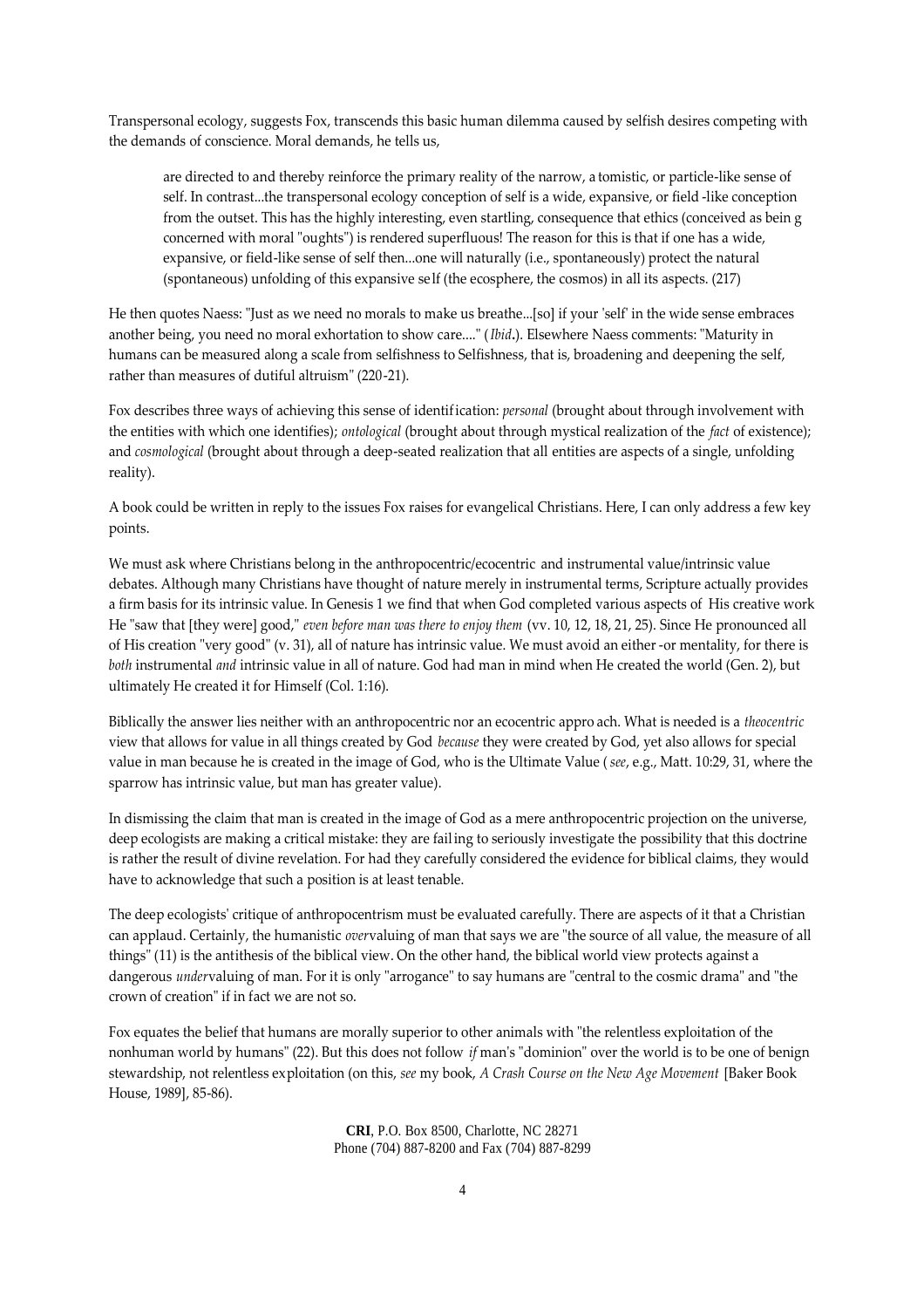Transpersonal ecology, suggests Fox, transcends this basic human dilemma caused by selfish desires competing with the demands of conscience. Moral demands, he tells us,

> are directed to and thereby reinforce the primary reality of the narrow, atomistic, or particle-like sense of self. In contrast...the transpersonal ecology conception of self is a wide, expansive, or field-like conception from the outset. This has the highly interesting, even startling, consequence that ethics (conceived as being concerned with moral "oughts") is rendered superfluous! The reason for this is that if one has a wide, expansive, or field-like sense of self then...one will naturally (i.e., spontaneously) protect the natural (spontaneous) unfolding of this expansive self (the ecosphere, the cosmos) in all its aspects. (217)

He then quotes Naess: "Just as we need no morals to make us breathe...[so] if your 'self' in the wide sense embraces another being, you need no moral exhortation to show care...." (*Ibid*.). Elsewhere Naess comments: "Maturity in humans can be measured along a scale from selfishness to Selfishness, that is, broadening and deepening the self, rather than measures of dutiful altruism" (220-21).

Fox describes three ways of achieving this sense of identification: *personal* (brought about through involvement with the entities with which one identifies); *ontological* (brought about through mystical realization of the *fact* of existence); and *cosmological* (brought about through a deep-seated realization that all entities are aspects of a single, unfolding reality).

A book could be written in reply to the issues Fox raises for evangelical Christians. Here, I can only address a few key points.

We must ask where Christians belong in the anthropocentric/ecocentric and instrumental value/intrinsic value debates. Although many Christians have thought of nature merely in instrumental terms, Scripture actually provides a firm basis for its intrinsic value. In Genesis 1 we find that when God completed various aspects of His creative work He "saw that [they were] good," *even before man was there to enjoy them* (vv. 10, 12, 18, 21, 25). Since He pronounced all of His creation "very good" (v. 31), all of nature has intrinsic value. We must avoid an either-or mentality, for there is *both* instrumental *and* intrinsic value in all of nature. God had man in mind when He created the world (Gen. 2), but ultimately He created it for Himself (Col. 1:16).

Biblically the answer lies neither with an anthropocentric nor an ecocentric approach. What is needed is a *theocentric* view that allows for value in all things created by God *because* they were created by God, yet also allows for special value in man because he is created in the image of God, who is the Ultimate Value (*see*, e.g., Matt. 10:29, 31, where the sparrow has intrinsic value, but man has greater value).

In dismissing the claim that man is created in the image of God as a mere anthropocentric projection on the universe, deep ecologists are making a critical mistake: they are failing to seriously investigate the possibility that this doctrine is rather the result of divine revelation. For had they carefully considered the evidence for biblical claims, they would have to acknowledge that such a position is at least tenable.

The deep ecologists' critique of anthropocentrism must be evaluated carefully. There are aspects of it that a Christian can applaud. Certainly, the humanistic *over*valuing of man that says we are "the source of all value, the measure of all things" (11) is the antithesis of the biblical view. On the other hand, the biblical world view protects against a dangerous *under*valuing of man. For it is only "arrogance" to say humans are "central to the cosmic drama" and "the crown of creation" if in fact we are not so.

Fox equates the belief that humans are morally superior to other animals with "the relentless exploitation of the nonhuman world by humans" (22). But this does not follow *if* man's "dominion" over the world is to be one of benign stewardship, not relentless exploitation (on this, *see* my book, *A Crash Course on the New Age Movement* [Baker Book House, 1989], 85-86).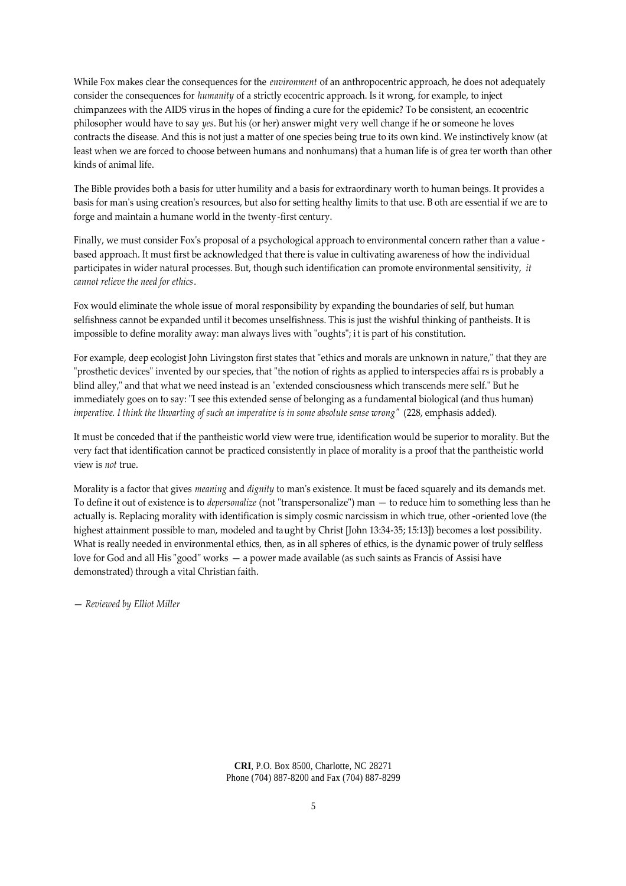While Fox makes clear the consequences for the *environment* of an anthropocentric approach, he does not adequately consider the consequences for *humanity* of a strictly ecocentric approach. Is it wrong, for example, to inject chimpanzees with the AIDS virus in the hopes of finding a cure for the epidemic? To be consistent, an ecocentric philosopher would have to say *yes*. But his (or her) answer might very well change if he or someone he loves contracts the disease. And this is not just a matter of one species being true to its own kind. We instinctively know (at least when we are forced to choose between humans and nonhumans) that a human life is of greater worth than other kinds of animal life.

The Bible provides both a basis for utter humility and a basis for extraordinary worth to human beings. It provides a basis for man's using creation's resources, but also for setting healthy limits to that use. Both are essential if we are to forge and maintain a humane world in the twenty-first century.

Finally, we must consider Fox's proposal of a psychological approach to environmental concern rather than a value-based approach. It must first be acknowledged that there is value in cultivating awareness of how the individual participates in wider natural processes. But, though such identification can promote environmental sensitivity, *it cannot relieve the need for ethics*.

Fox would eliminate the whole issue of moral responsibility by expanding the boundaries of self, but human selfishness cannot be expanded until it becomes unselfishness. This is just the wishful thinking of pantheists. It is impossible to define morality away: man always lives with "oughts"; it is part of his constitution.

For example, deep ecologist John Livingston first states that "ethics and morals are unknown in nature," that they are "prosthetic devices" invented by our species, that "the notion of rights as applied to interspecies affairs is probably a blind alley," and that what we need instead is an "extended consciousness which transcends mere self." But he immediately goes on to say: "I see this extended sense of belonging as a fundamental biological (and thus human) *imperative. I think the thwarting of such an imperative is in some absolute sense wrong"* (228, emphasis added).

It must be conceded that if the pantheistic world view were true, identification would be superior to morality. But the very fact that identification cannot be practiced consistently in place of morality is a proof that the pantheistic world view is *not* true.

Morality is a factor that gives *meaning* and *dignity* to man's existence. It must be faced squarely and its demands met. To define it out of existence is to *depersonalize* (not "transpersonalize") man — to reduce him to something less than he actually is. Replacing morality with identification is simply cosmic narcissism in which true, other-oriented love (the highest attainment possible to man, modeled and taught by Christ [John 13:34-35; 15:13]) becomes a lost possibility. What is really needed in environmental ethics, then, as in all spheres of ethics, is the dynamic power of truly selfless love for God and all His "good" works — a power made available (as such saints as Francis of Assisi have demonstrated) through a vital Christian faith.

*— Reviewed by Elliot Miller*

**CRI**, P.O. Box 8500, Charlotte, NC 28271
Phone (704) 887-8200 and Fax (704) 887-8299